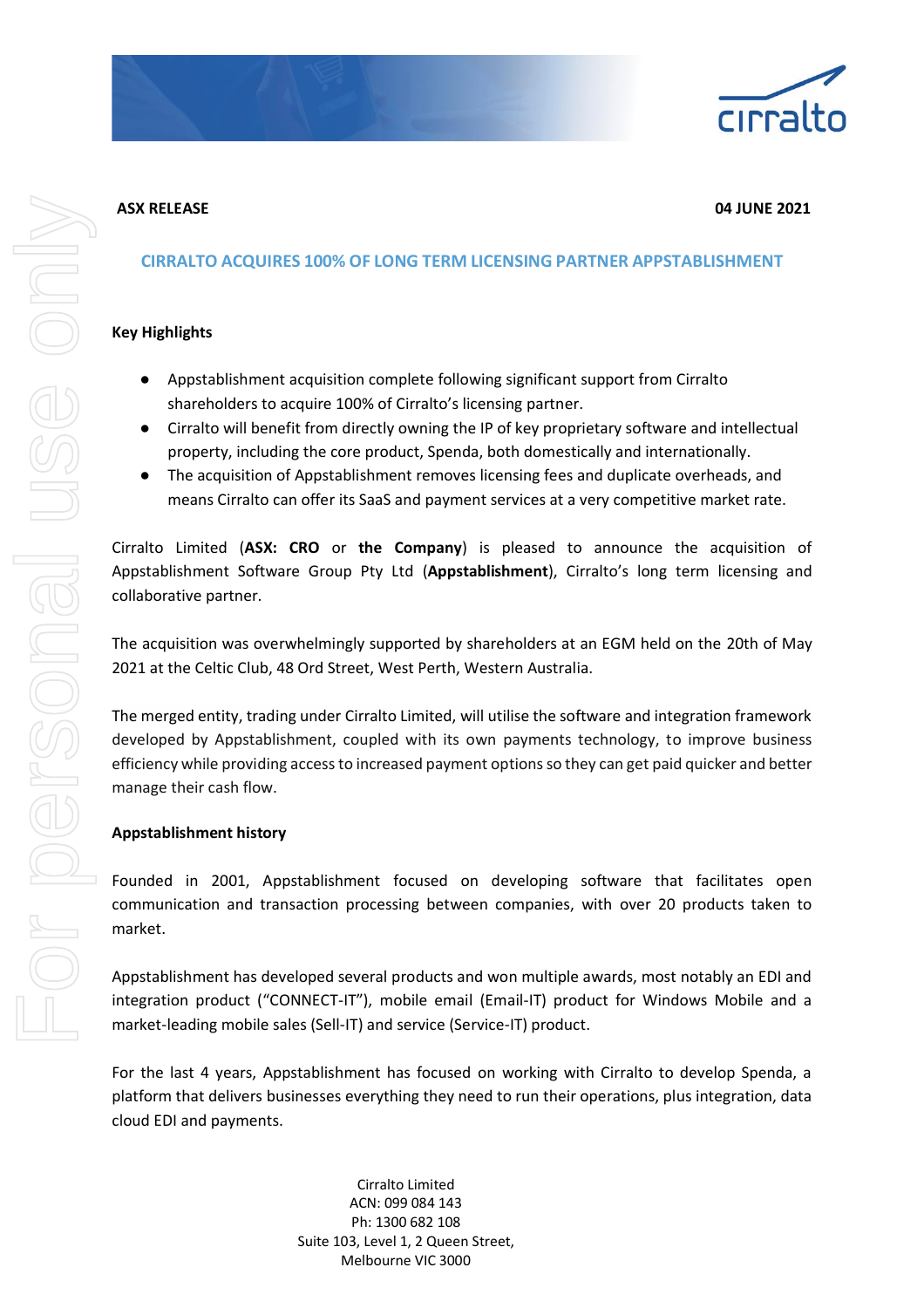**ASX RELEASE** **04 JUNE 2021**

## CIRRALTO ACQUIRES 100% OF LONG TERM LICENSING PARTNER APPSTABLISHMENT

**Key Highlights**

- Appstablishment acquisition complete following significant support from Cirralto shareholders to acquire 100% of Cirralto's licensing partner.
- Cirralto will benefit from directly owning the IP of key proprietary software and intellectual property, including the core product, Spenda, both domestically and internationally.
- The acquisition of Appstablishment removes licensing fees and duplicate overheads, and means Cirralto can offer its SaaS and payment services at a very competitive market rate.

Cirralto Limited (**ASX: CRO** or **the Company**) is pleased to announce the acquisition of Appstablishment Software Group Pty Ltd (**Appstablishment**), Cirralto's long term licensing and collaborative partner.

The acquisition was overwhelmingly supported by shareholders at an EGM held on the 20th of May 2021 at the Celtic Club, 48 Ord Street, West Perth, Western Australia.

The merged entity, trading under Cirralto Limited, will utilise the software and integration framework developed by Appstablishment, coupled with its own payments technology, to improve business efficiency while providing access to increased payment options so they can get paid quicker and better manage their cash flow.

**Appstablishment history**

Founded in 2001, Appstablishment focused on developing software that facilitates open communication and transaction processing between companies, with over 20 products taken to market.

Appstablishment has developed several products and won multiple awards, most notably an EDI and integration product ("CONNECT-IT"), mobile email (Email-IT) product for Windows Mobile and a market-leading mobile sales (Sell-IT) and service (Service-IT) product.

For the last 4 years, Appstablishment has focused on working with Cirralto to develop Spenda, a platform that delivers businesses everything they need to run their operations, plus integration, data cloud EDI and payments.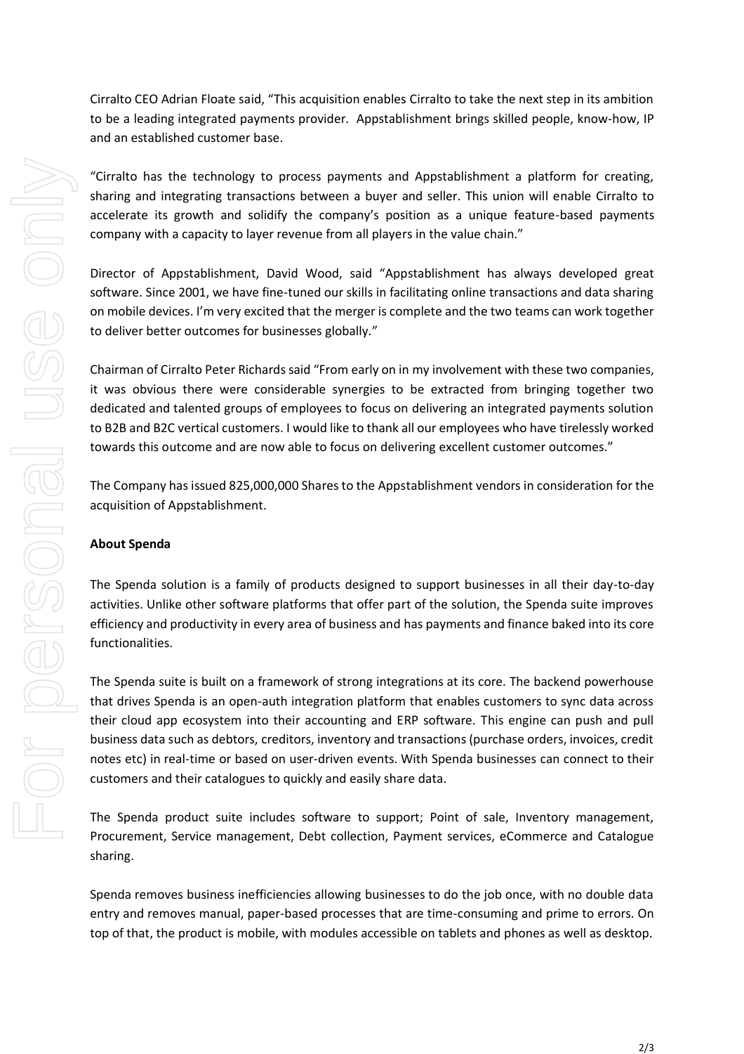Cirralto CEO Adrian Floate said, "This acquisition enables Cirralto to take the next step in its ambition to be a leading integrated payments provider. Appstablishment brings skilled people, know-how, IP and an established customer base.

"Cirralto has the technology to process payments and Appstablishment a platform for creating, sharing and integrating transactions between a buyer and seller. This union will enable Cirralto to accelerate its growth and solidify the company's position as a unique feature-based payments company with a capacity to layer revenue from all players in the value chain."

Director of Appstablishment, David Wood, said "Appstablishment has always developed great software. Since 2001, we have fine-tuned our skills in facilitating online transactions and data sharing on mobile devices. I'm very excited that the merger is complete and the two teams can work together to deliver better outcomes for businesses globally."

Chairman of Cirralto Peter Richards said "From early on in my involvement with these two companies, it was obvious there were considerable synergies to be extracted from bringing together two dedicated and talented groups of employees to focus on delivering an integrated payments solution to B2B and B2C vertical customers. I would like to thank all our employees who have tirelessly worked towards this outcome and are now able to focus on delivering excellent customer outcomes."

The Company has issued 825,000,000 Shares to the Appstablishment vendors in consideration for the acquisition of Appstablishment.

**About Spenda**

The Spenda solution is a family of products designed to support businesses in all their day-to-day activities. Unlike other software platforms that offer part of the solution, the Spenda suite improves efficiency and productivity in every area of business and has payments and finance baked into its core functionalities.

The Spenda suite is built on a framework of strong integrations at its core. The backend powerhouse that drives Spenda is an open-auth integration platform that enables customers to sync data across their cloud app ecosystem into their accounting and ERP software. This engine can push and pull business data such as debtors, creditors, inventory and transactions (purchase orders, invoices, credit notes etc) in real-time or based on user-driven events. With Spenda businesses can connect to their customers and their catalogues to quickly and easily share data.

The Spenda product suite includes software to support; Point of sale, Inventory management, Procurement, Service management, Debt collection, Payment services, eCommerce and Catalogue sharing.

Spenda removes business inefficiencies allowing businesses to do the job once, with no double data entry and removes manual, paper-based processes that are time-consuming and prime to errors. On top of that, the product is mobile, with modules accessible on tablets and phones as well as desktop.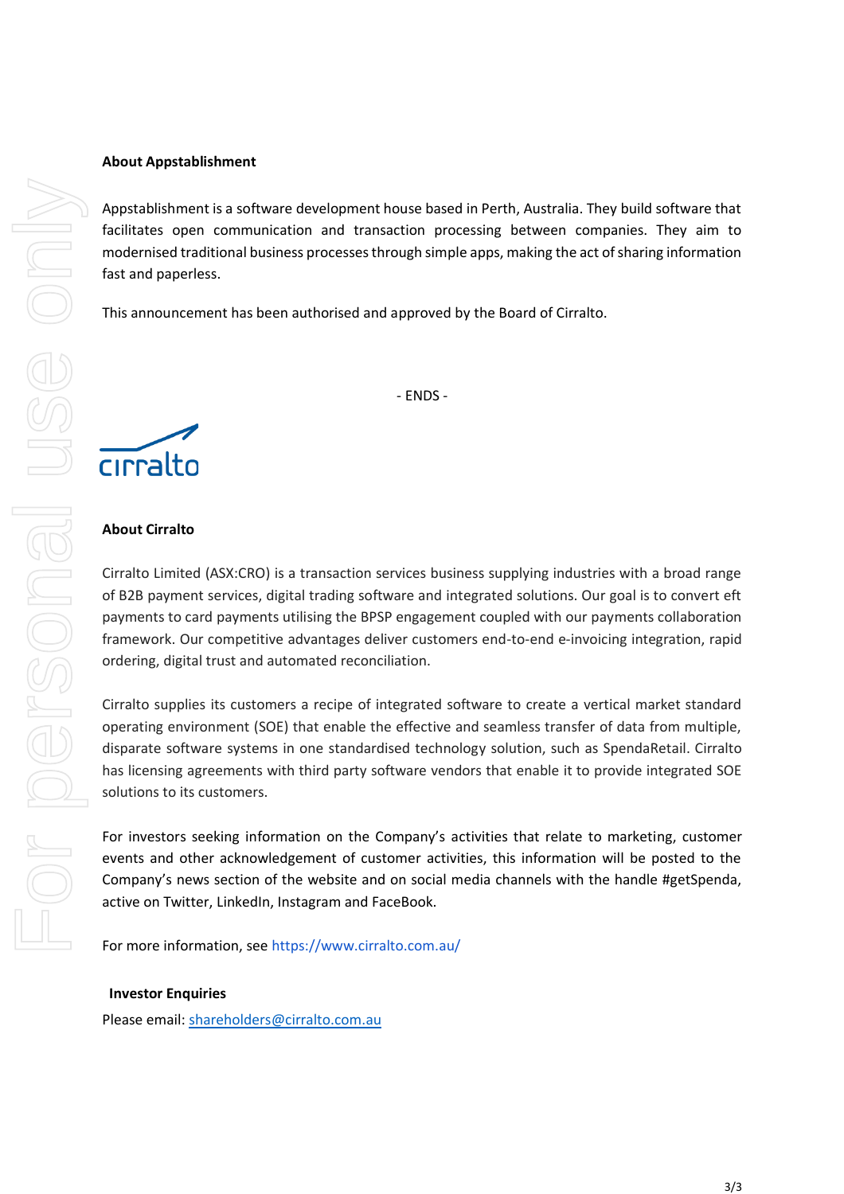**About Appstablishment**

Appstablishment is a software development house based in Perth, Australia. They build software that facilitates open communication and transaction processing between companies. They aim to modernised traditional business processes through simple apps, making the act of sharing information fast and paperless.

This announcement has been authorised and approved by the Board of Cirralto.

- ENDS -

**About Cirralto**

Cirralto Limited (ASX:CRO) is a transaction services business supplying industries with a broad range of B2B payment services, digital trading software and integrated solutions. Our goal is to convert eft payments to card payments utilising the BPSP engagement coupled with our payments collaboration framework. Our competitive advantages deliver customers end-to-end e-invoicing integration, rapid ordering, digital trust and automated reconciliation.

Cirralto supplies its customers a recipe of integrated software to create a vertical market standard operating environment (SOE) that enable the effective and seamless transfer of data from multiple, disparate software systems in one standardised technology solution, such as SpendaRetail. Cirralto has licensing agreements with third party software vendors that enable it to provide integrated SOE solutions to its customers.

For investors seeking information on the Company's activities that relate to marketing, customer events and other acknowledgement of customer activities, this information will be posted to the Company's news section of the website and on social media channels with the handle #getSpenda, active on Twitter, LinkedIn, Instagram and FaceBook.

For more information, see https://www.cirralto.com.au/

**Investor Enquiries**

Please email: shareholders@cirralto.com.au